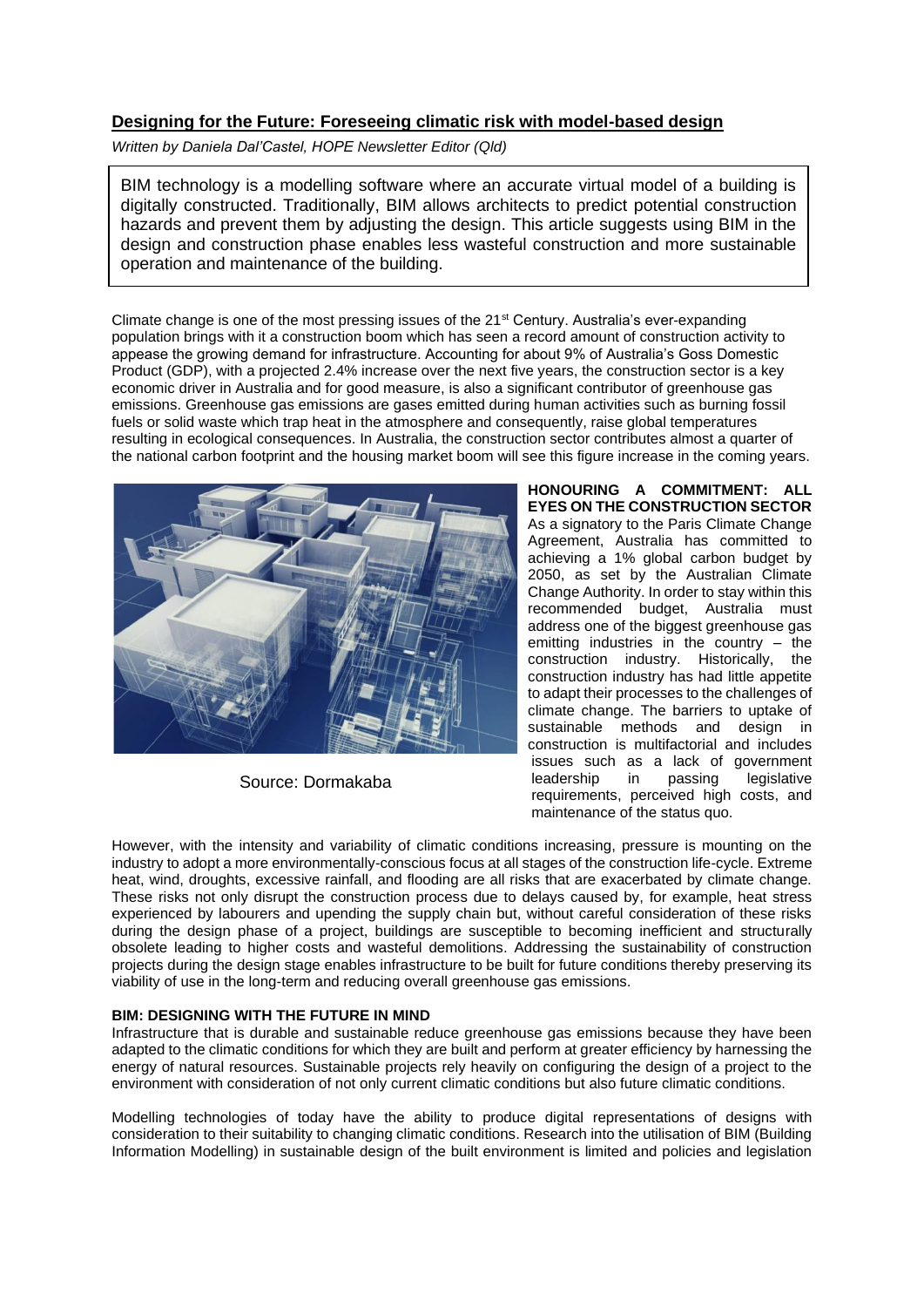## Designing for the Future: Foreseeing climatic risk with model-based design

*Written by Daniela Dal'Castel, HOPE Newsletter Editor (Qld)*

BIM technology is a modelling software where an accurate virtual model of a building is digitally constructed. Traditionally, BIM allows architects to predict potential construction hazards and prevent them by adjusting the design. This article suggests using BIM in the design and construction phase enables less wasteful construction and more sustainable operation and maintenance of the building.

Climate change is one of the most pressing issues of the 21st Century. Australia's ever-expanding population brings with it a construction boom which has seen a record amount of construction activity to appease the growing demand for infrastructure. Accounting for about 9% of Australia's Goss Domestic Product (GDP), with a projected 2.4% increase over the next five years, the construction sector is a key economic driver in Australia and for good measure, is also a significant contributor of greenhouse gas emissions. Greenhouse gas emissions are gases emitted during human activities such as burning fossil fuels or solid waste which trap heat in the atmosphere and consequently, raise global temperatures resulting in ecological consequences. In Australia, the construction sector contributes almost a quarter of the national carbon footprint and the housing market boom will see this figure increase in the coming years.

Source: Dormakaba

**HONOURING A COMMITMENT: ALL EYES ON THE CONSTRUCTION SECTOR**

As a signatory to the Paris Climate Change Agreement, Australia has committed to achieving a 1% global carbon budget by 2050, as set by the Australian Climate Change Authority. In order to stay within this recommended budget, Australia must address one of the biggest greenhouse gas emitting industries in the country – the construction industry. Historically, the construction industry has had little appetite to adapt their processes to the challenges of climate change. The barriers to uptake of sustainable methods and design in construction is multifactorial and includes issues such as a lack of government leadership in passing legislative requirements, perceived high costs, and maintenance of the status quo.

However, with the intensity and variability of climatic conditions increasing, pressure is mounting on the industry to adopt a more environmentally-conscious focus at all stages of the construction life-cycle. Extreme heat, wind, droughts, excessive rainfall, and flooding are all risks that are exacerbated by climate change. These risks not only disrupt the construction process due to delays caused by, for example, heat stress experienced by labourers and upending the supply chain but, without careful consideration of these risks during the design phase of a project, buildings are susceptible to becoming inefficient and structurally obsolete leading to higher costs and wasteful demolitions. Addressing the sustainability of construction projects during the design stage enables infrastructure to be built for future conditions thereby preserving its viability of use in the long-term and reducing overall greenhouse gas emissions.

**BIM: DESIGNING WITH THE FUTURE IN MIND**

Infrastructure that is durable and sustainable reduce greenhouse gas emissions because they have been adapted to the climatic conditions for which they are built and perform at greater efficiency by harnessing the energy of natural resources. Sustainable projects rely heavily on configuring the design of a project to the environment with consideration of not only current climatic conditions but also future climatic conditions.

Modelling technologies of today have the ability to produce digital representations of designs with consideration to their suitability to changing climatic conditions. Research into the utilisation of BIM (Building Information Modelling) in sustainable design of the built environment is limited and policies and legislation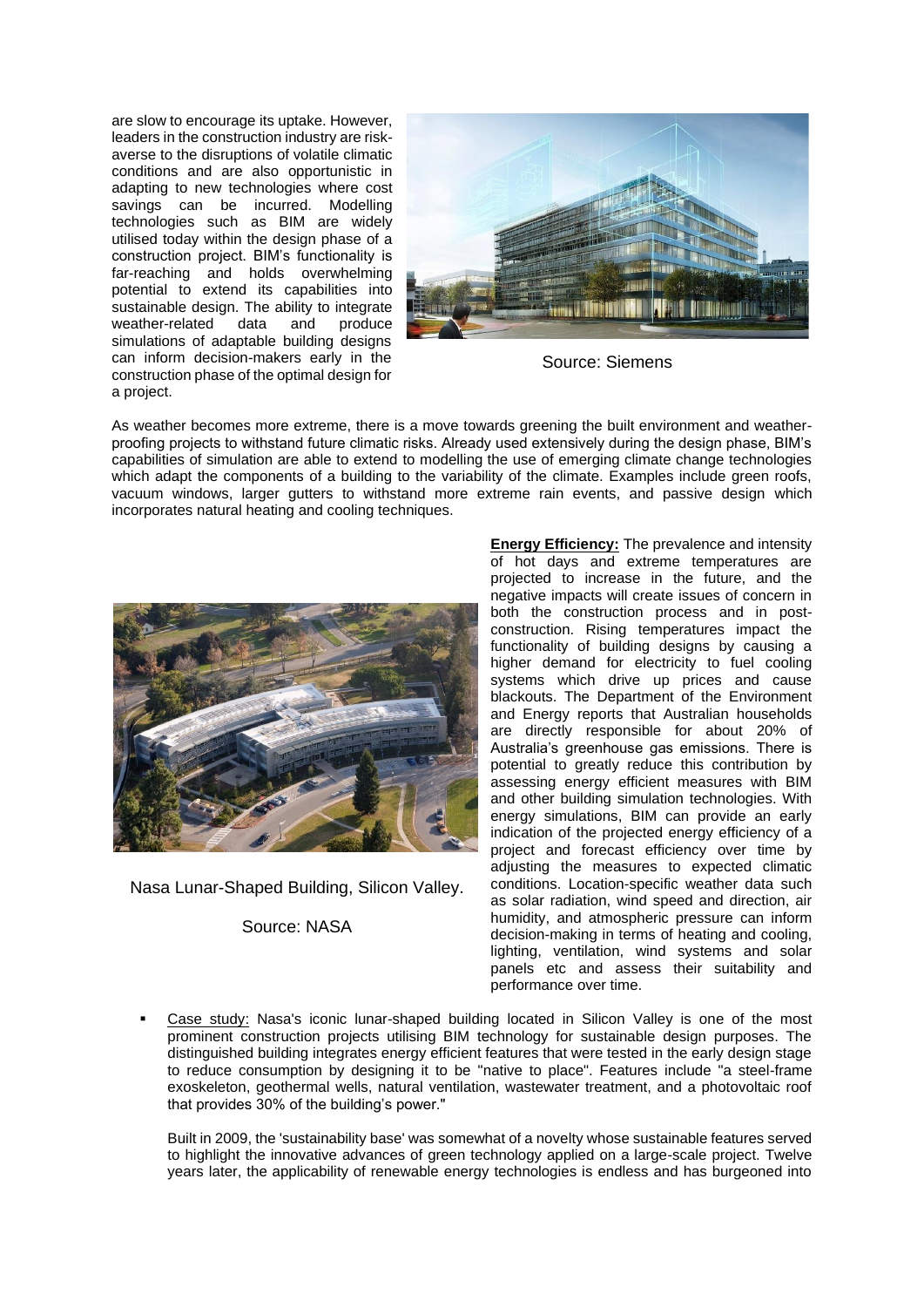are slow to encourage its uptake. However, leaders in the construction industry are risk-averse to the disruptions of volatile climatic conditions and are also opportunistic in adapting to new technologies where cost savings can be incurred. Modelling technologies such as BIM are widely utilised today within the design phase of a construction project. BIM's functionality is far-reaching and holds overwhelming potential to extend its capabilities into sustainable design. The ability to integrate weather-related data and produce simulations of adaptable building designs can inform decision-makers early in the construction phase of the optimal design for a project.

Source: Siemens

As weather becomes more extreme, there is a move towards greening the built environment and weather-proofing projects to withstand future climatic risks. Already used extensively during the design phase, BIM's capabilities of simulation are able to extend to modelling the use of emerging climate change technologies which adapt the components of a building to the variability of the climate. Examples include green roofs, vacuum windows, larger gutters to withstand more extreme rain events, and passive design which incorporates natural heating and cooling techniques.

**Energy Efficiency:** The prevalence and intensity of hot days and extreme temperatures are projected to increase in the future, and the negative impacts will create issues of concern in both the construction process and in post-construction. Rising temperatures impact the functionality of building designs by causing a higher demand for electricity to fuel cooling systems which drive up prices and cause blackouts. The Department of the Environment and Energy reports that Australian households are directly responsible for about 20% of Australia's greenhouse gas emissions. There is potential to greatly reduce this contribution by assessing energy efficient measures with BIM and other building simulation technologies. With energy simulations, BIM can provide an early indication of the projected energy efficiency of a project and forecast efficiency over time by adjusting the measures to expected climatic conditions. Location-specific weather data such as solar radiation, wind speed and direction, air humidity, and atmospheric pressure can inform decision-making in terms of heating and cooling, lighting, ventilation, wind systems and solar panels etc and assess their suitability and performance over time.

Nasa Lunar-Shaped Building, Silicon Valley.

Source: NASA

- Case study: Nasa's iconic lunar-shaped building located in Silicon Valley is one of the most prominent construction projects utilising BIM technology for sustainable design purposes. The distinguished building integrates energy efficient features that were tested in the early design stage to reduce consumption by designing it to be "native to place". Features include "a steel-frame exoskeleton, geothermal wells, natural ventilation, wastewater treatment, and a photovoltaic roof that provides 30% of the building's power."

  Built in 2009, the 'sustainability base' was somewhat of a novelty whose sustainable features served to highlight the innovative advances of green technology applied on a large-scale project. Twelve years later, the applicability of renewable energy technologies is endless and has burgeoned into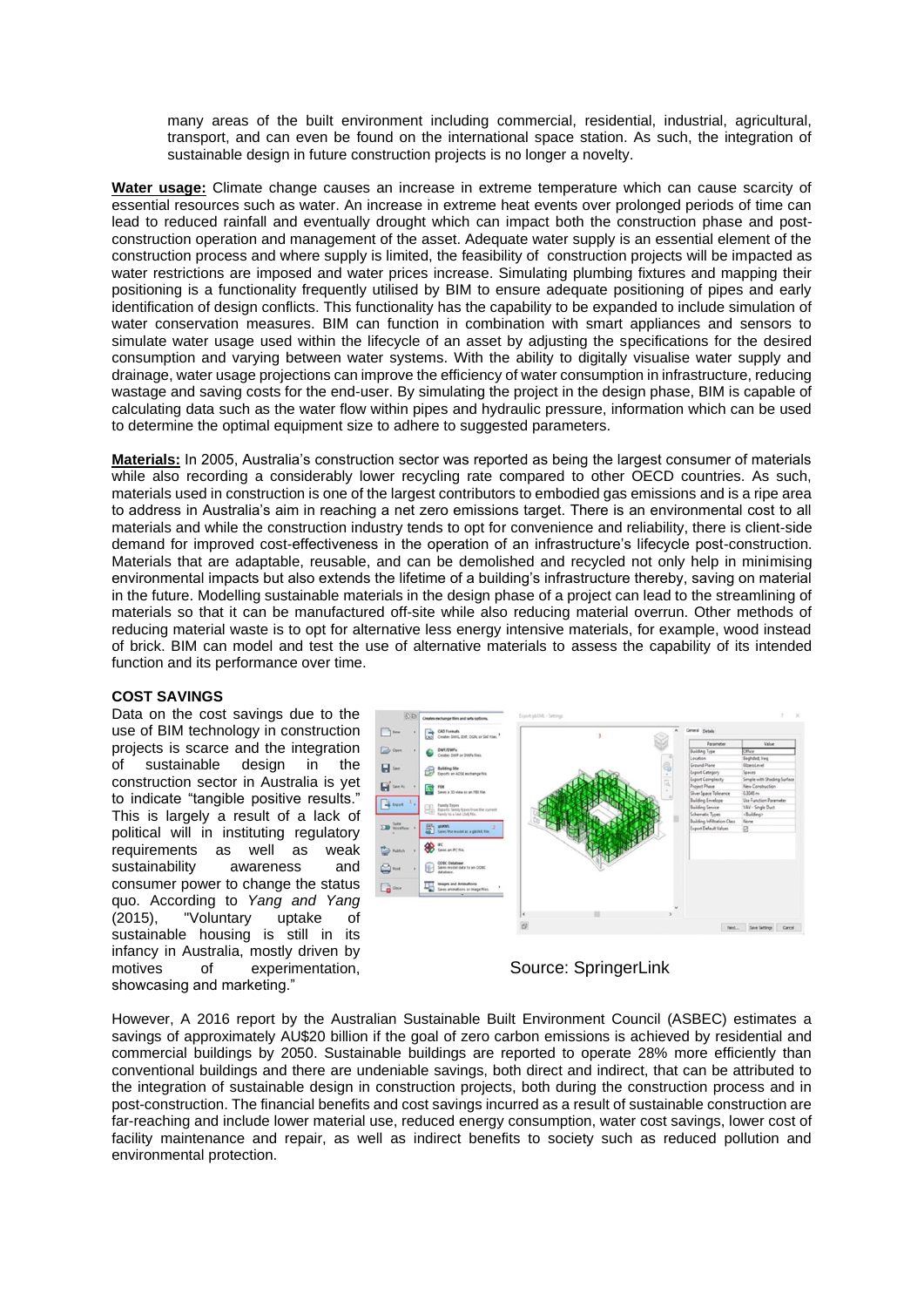many areas of the built environment including commercial, residential, industrial, agricultural, transport, and can even be found on the international space station. As such, the integration of sustainable design in future construction projects is no longer a novelty.

**Water usage:** Climate change causes an increase in extreme temperature which can cause scarcity of essential resources such as water. An increase in extreme heat events over prolonged periods of time can lead to reduced rainfall and eventually drought which can impact both the construction phase and post-construction operation and management of the asset. Adequate water supply is an essential element of the construction process and where supply is limited, the feasibility of construction projects will be impacted as water restrictions are imposed and water prices increase. Simulating plumbing fixtures and mapping their positioning is a functionality frequently utilised by BIM to ensure adequate positioning of pipes and early identification of design conflicts. This functionality has the capability to be expanded to include simulation of water conservation measures. BIM can function in combination with smart appliances and sensors to simulate water usage used within the lifecycle of an asset by adjusting the specifications for the desired consumption and varying between water systems. With the ability to digitally visualise water supply and drainage, water usage projections can improve the efficiency of water consumption in infrastructure, reducing wastage and saving costs for the end-user. By simulating the project in the design phase, BIM is capable of calculating data such as the water flow within pipes and hydraulic pressure, information which can be used to determine the optimal equipment size to adhere to suggested parameters.

**Materials:** In 2005, Australia's construction sector was reported as being the largest consumer of materials while also recording a considerably lower recycling rate compared to other OECD countries. As such, materials used in construction is one of the largest contributors to embodied gas emissions and is a ripe area to address in Australia's aim in reaching a net zero emissions target. There is an environmental cost to all materials and while the construction industry tends to opt for convenience and reliability, there is client-side demand for improved cost-effectiveness in the operation of an infrastructure's lifecycle post-construction. Materials that are adaptable, reusable, and can be demolished and recycled not only help in minimising environmental impacts but also extends the lifetime of a building's infrastructure thereby, saving on material in the future. Modelling sustainable materials in the design phase of a project can lead to the streamlining of materials so that it can be manufactured off-site while also reducing material overrun. Other methods of reducing material waste is to opt for alternative less energy intensive materials, for example, wood instead of brick. BIM can model and test the use of alternative materials to assess the capability of its intended function and its performance over time.

**COST SAVINGS**

Data on the cost savings due to the use of BIM technology in construction projects is scarce and the integration of sustainable design in the construction sector in Australia is yet to indicate "tangible positive results." This is largely a result of a lack of political will in instituting regulatory requirements as well as weak sustainability awareness and consumer power to change the status quo. According to *Yang and Yang* (2015), "Voluntary uptake of sustainable housing is still in its infancy in Australia, mostly driven by motives of experimentation, showcasing and marketing."

Source: SpringerLink

However, A 2016 report by the Australian Sustainable Built Environment Council (ASBEC) estimates a savings of approximately AU$20 billion if the goal of zero carbon emissions is achieved by residential and commercial buildings by 2050. Sustainable buildings are reported to operate 28% more efficiently than conventional buildings and there are undeniable savings, both direct and indirect, that can be attributed to the integration of sustainable design in construction projects, both during the construction process and in post-construction. The financial benefits and cost savings incurred as a result of sustainable construction are far-reaching and include lower material use, reduced energy consumption, water cost savings, lower cost of facility maintenance and repair, as well as indirect benefits to society such as reduced pollution and environmental protection.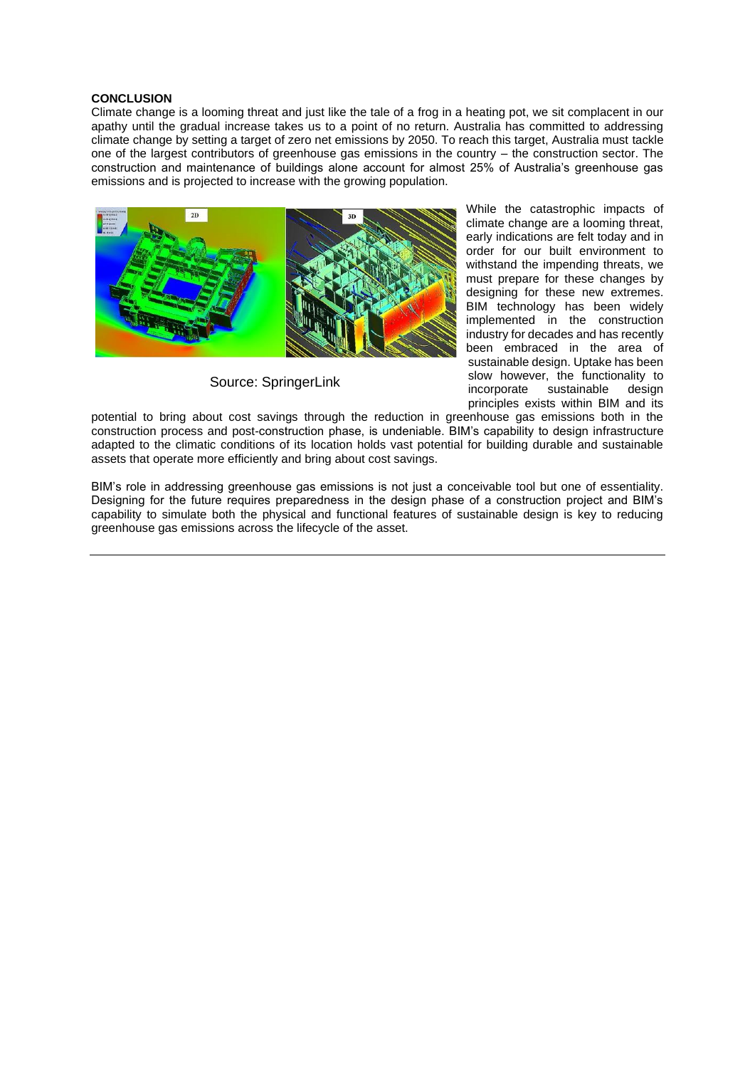**CONCLUSION**

Climate change is a looming threat and just like the tale of a frog in a heating pot, we sit complacent in our apathy until the gradual increase takes us to a point of no return. Australia has committed to addressing climate change by setting a target of zero net emissions by 2050. To reach this target, Australia must tackle one of the largest contributors of greenhouse gas emissions in the country – the construction sector. The construction and maintenance of buildings alone account for almost 25% of Australia's greenhouse gas emissions and is projected to increase with the growing population.

Source: SpringerLink

While the catastrophic impacts of climate change are a looming threat, early indications are felt today and in order for our built environment to withstand the impending threats, we must prepare for these changes by designing for these new extremes. BIM technology has been widely implemented in the construction industry for decades and has recently been embraced in the area of sustainable design. Uptake has been slow however, the functionality to incorporate sustainable design principles exists within BIM and its potential to bring about cost savings through the reduction in greenhouse gas emissions both in the construction process and post-construction phase, is undeniable. BIM's capability to design infrastructure adapted to the climatic conditions of its location holds vast potential for building durable and sustainable assets that operate more efficiently and bring about cost savings.

BIM's role in addressing greenhouse gas emissions is not just a conceivable tool but one of essentiality. Designing for the future requires preparedness in the design phase of a construction project and BIM's capability to simulate both the physical and functional features of sustainable design is key to reducing greenhouse gas emissions across the lifecycle of the asset.